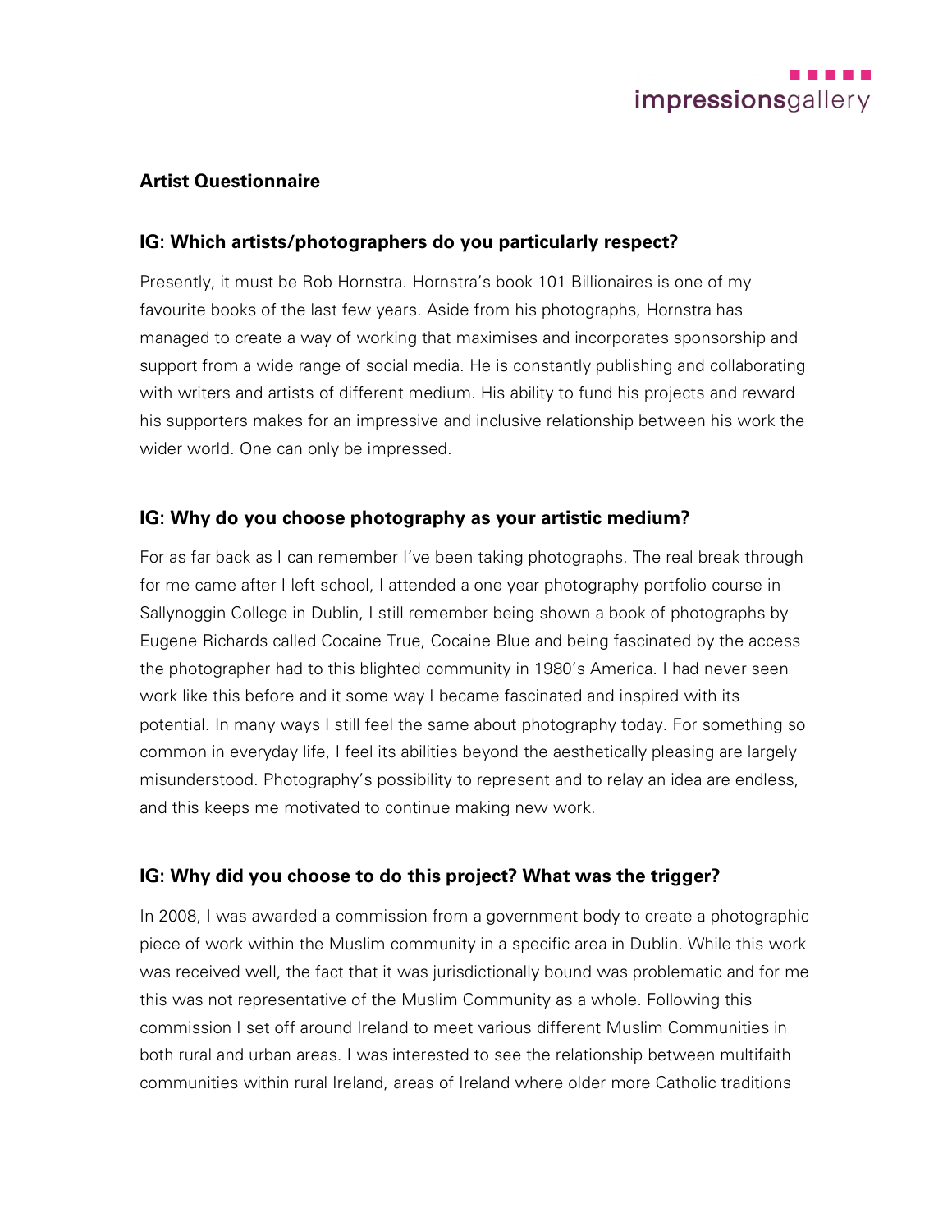## Artist Questionnaire

### IG: Which artists/photographers do you particularly respect?

Presently, it must be Rob Hornstra. Hornstra's book 101 Billionaires is one of my favourite books of the last few years. Aside from his photographs, Hornstra has managed to create a way of working that maximises and incorporates sponsorship and support from a wide range of social media. He is constantly publishing and collaborating with writers and artists of different medium. His ability to fund his projects and reward his supporters makes for an impressive and inclusive relationship between his work the wider world. One can only be impressed.

### IG: Why do you choose photography as your artistic medium?

For as far back as I can remember I've been taking photographs. The real break through for me came after I left school, I attended a one year photography portfolio course in Sallynoggin College in Dublin, I still remember being shown a book of photographs by Eugene Richards called Cocaine True, Cocaine Blue and being fascinated by the access the photographer had to this blighted community in 1980's America. I had never seen work like this before and it some way I became fascinated and inspired with its potential. In many ways I still feel the same about photography today. For something so common in everyday life, I feel its abilities beyond the aesthetically pleasing are largely misunderstood. Photography's possibility to represent and to relay an idea are endless, and this keeps me motivated to continue making new work.

### IG: Why did you choose to do this project? What was the trigger?

In 2008, I was awarded a commission from a government body to create a photographic piece of work within the Muslim community in a specific area in Dublin. While this work was received well, the fact that it was jurisdictionally bound was problematic and for me this was not representative of the Muslim Community as a whole. Following this commission I set off around Ireland to meet various different Muslim Communities in both rural and urban areas. I was interested to see the relationship between multifaith communities within rural Ireland, areas of Ireland where older more Catholic traditions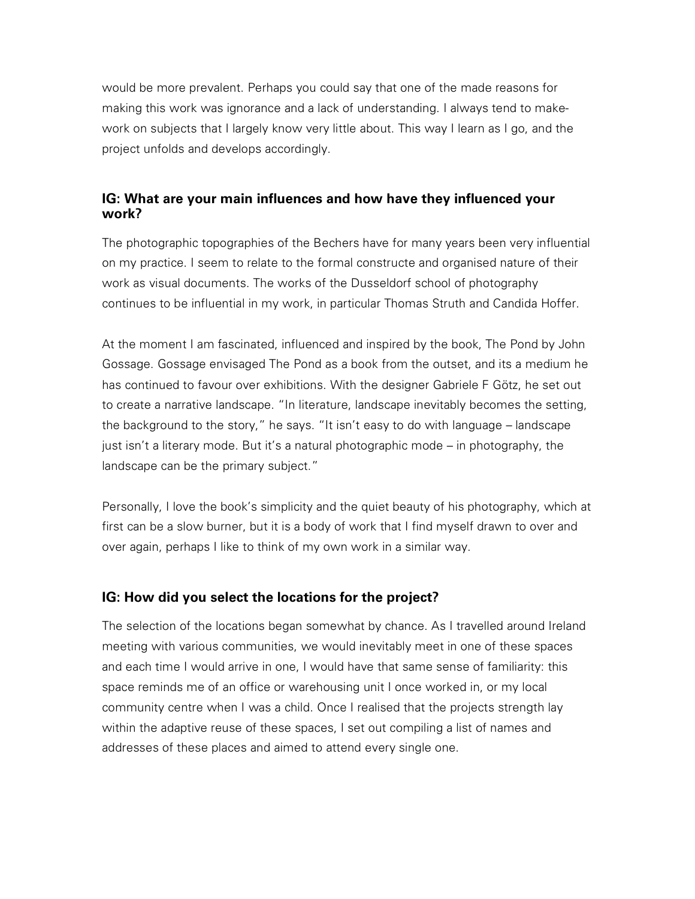would be more prevalent. Perhaps you could say that one of the made reasons for making this work was ignorance and a lack of understanding. I always tend to make-work on subjects that I largely know very little about. This way I learn as I go, and the project unfolds and develops accordingly.

### IG: What are your main influences and how have they influenced your work?

The photographic topographies of the Bechers have for many years been very influential on my practice. I seem to relate to the formal constructe and organised nature of their work as visual documents. The works of the Dusseldorf school of photography continues to be influential in my work, in particular Thomas Struth and Candida Hoffer.

At the moment I am fascinated, influenced and inspired by the book, The Pond by John Gossage. Gossage envisaged The Pond as a book from the outset, and its a medium he has continued to favour over exhibitions. With the designer Gabriele F Götz, he set out to create a narrative landscape. "In literature, landscape inevitably becomes the setting, the background to the story," he says. "It isn't easy to do with language – landscape just isn't a literary mode. But it's a natural photographic mode – in photography, the landscape can be the primary subject."

Personally, I love the book's simplicity and the quiet beauty of his photography, which at first can be a slow burner, but it is a body of work that I find myself drawn to over and over again, perhaps I like to think of my own work in a similar way.

### IG: How did you select the locations for the project?

The selection of the locations began somewhat by chance. As I travelled around Ireland meeting with various communities, we would inevitably meet in one of these spaces and each time I would arrive in one, I would have that same sense of familiarity: this space reminds me of an office or warehousing unit I once worked in, or my local community centre when I was a child. Once I realised that the projects strength lay within the adaptive reuse of these spaces, I set out compiling a list of names and addresses of these places and aimed to attend every single one.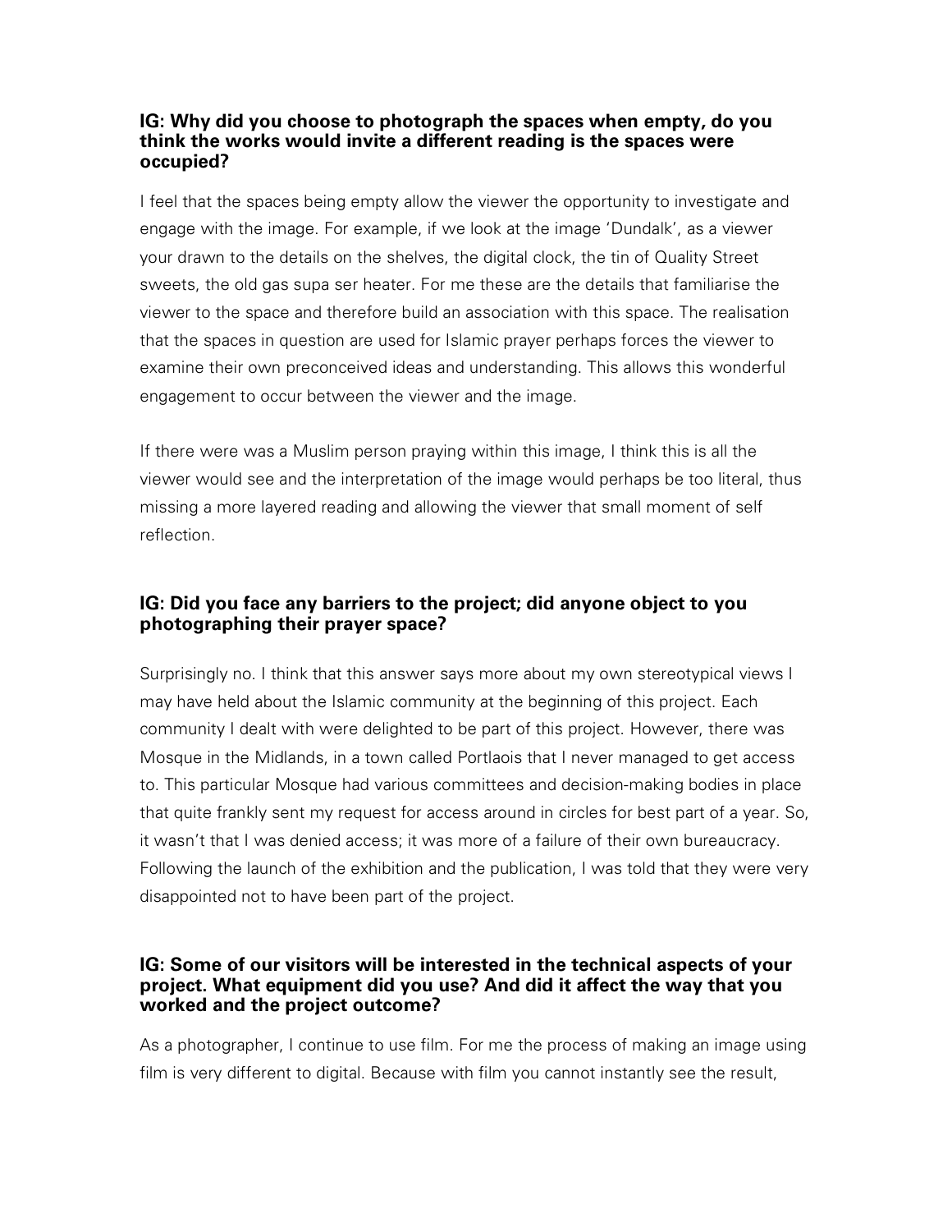**IG: Why did you choose to photograph the spaces when empty, do you think the works would invite a different reading is the spaces were occupied?**

I feel that the spaces being empty allow the viewer the opportunity to investigate and engage with the image. For example, if we look at the image 'Dundalk', as a viewer your drawn to the details on the shelves, the digital clock, the tin of Quality Street sweets, the old gas supa ser heater. For me these are the details that familiarise the viewer to the space and therefore build an association with this space. The realisation that the spaces in question are used for Islamic prayer perhaps forces the viewer to examine their own preconceived ideas and understanding. This allows this wonderful engagement to occur between the viewer and the image.

If there were was a Muslim person praying within this image, I think this is all the viewer would see and the interpretation of the image would perhaps be too literal, thus missing a more layered reading and allowing the viewer that small moment of self reflection.

**IG: Did you face any barriers to the project; did anyone object to you photographing their prayer space?**

Surprisingly no. I think that this answer says more about my own stereotypical views I may have held about the Islamic community at the beginning of this project. Each community I dealt with were delighted to be part of this project. However, there was Mosque in the Midlands, in a town called Portlaois that I never managed to get access to. This particular Mosque had various committees and decision-making bodies in place that quite frankly sent my request for access around in circles for best part of a year. So, it wasn't that I was denied access; it was more of a failure of their own bureaucracy. Following the launch of the exhibition and the publication, I was told that they were very disappointed not to have been part of the project.

**IG: Some of our visitors will be interested in the technical aspects of your project. What equipment did you use? And did it affect the way that you worked and the project outcome?**

As a photographer, I continue to use film. For me the process of making an image using film is very different to digital. Because with film you cannot instantly see the result,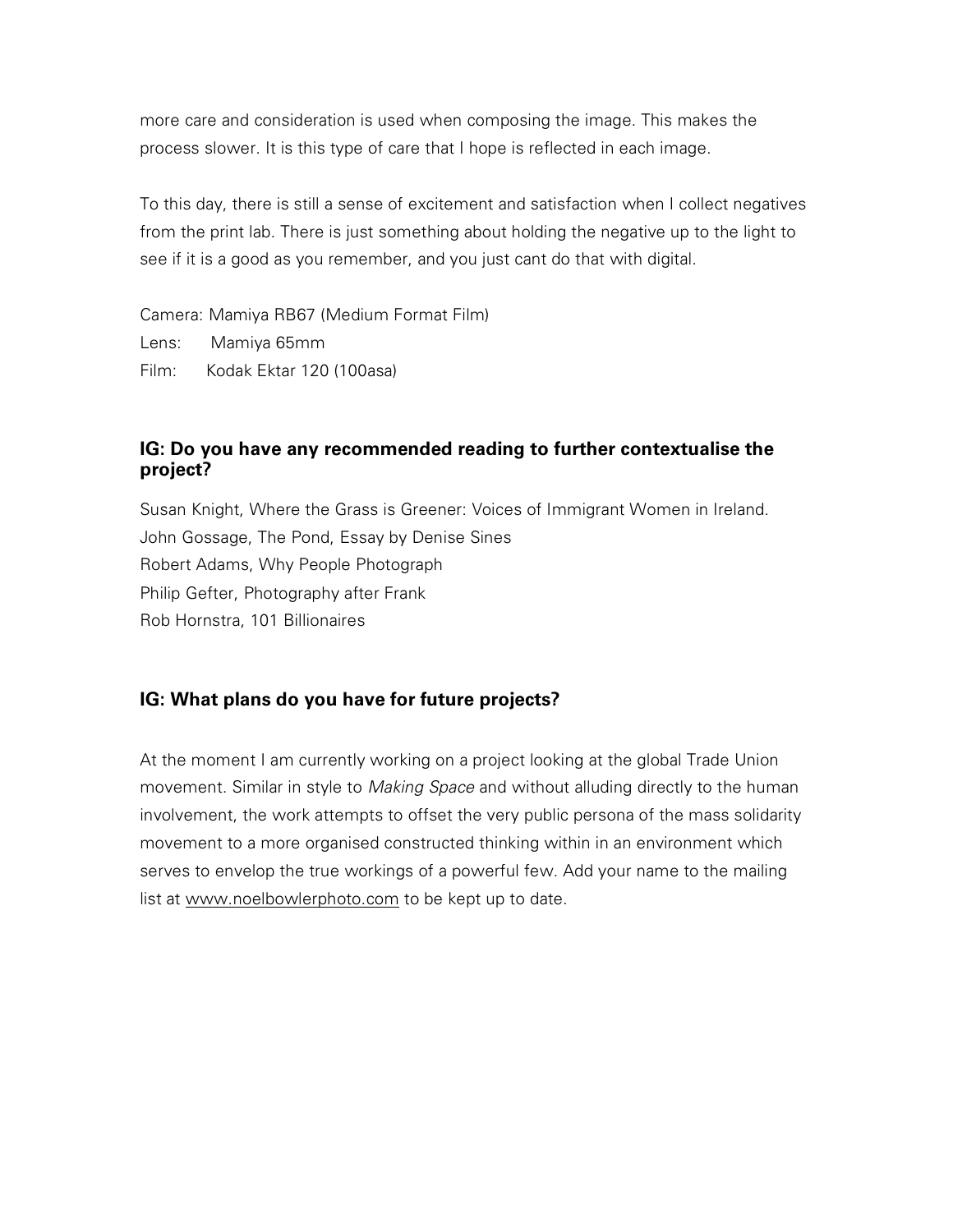more care and consideration is used when composing the image. This makes the process slower. It is this type of care that I hope is reflected in each image.

To this day, there is still a sense of excitement and satisfaction when I collect negatives from the print lab. There is just something about holding the negative up to the light to see if it is a good as you remember, and you just cant do that with digital.

Camera: Mamiya RB67 (Medium Format Film)
Lens: Mamiya 65mm
Film: Kodak Ektar 120 (100asa)

### IG: Do you have any recommended reading to further contextualise the project?

Susan Knight, Where the Grass is Greener: Voices of Immigrant Women in Ireland.
John Gossage, The Pond, Essay by Denise Sines
Robert Adams, Why People Photograph
Philip Gefter, Photography after Frank
Rob Hornstra, 101 Billionaires

### IG: What plans do you have for future projects?

At the moment I am currently working on a project looking at the global Trade Union movement. Similar in style to *Making Space* and without alluding directly to the human involvement, the work attempts to offset the very public persona of the mass solidarity movement to a more organised constructed thinking within in an environment which serves to envelop the true workings of a powerful few. Add your name to the mailing list at www.noelbowlerphoto.com to be kept up to date.